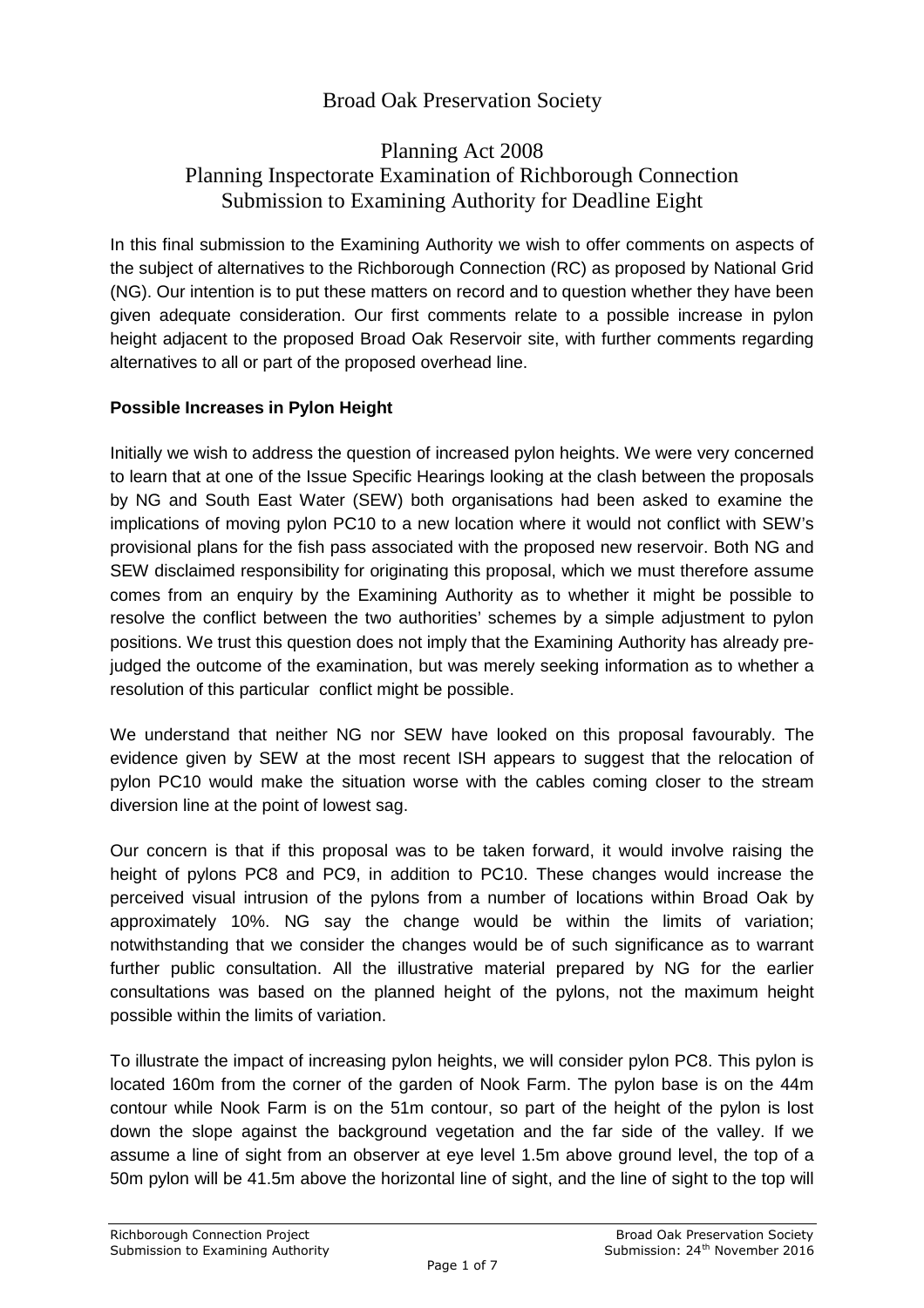# Broad Oak Preservation Society

## Planning Act 2008
## Planning Inspectorate Examination of Richborough Connection
## Submission to Examining Authority for Deadline Eight

In this final submission to the Examining Authority we wish to offer comments on aspects of the subject of alternatives to the Richborough Connection (RC) as proposed by National Grid (NG). Our intention is to put these matters on record and to question whether they have been given adequate consideration. Our first comments relate to a possible increase in pylon height adjacent to the proposed Broad Oak Reservoir site, with further comments regarding alternatives to all or part of the proposed overhead line.

**Possible Increases in Pylon Height**

Initially we wish to address the question of increased pylon heights. We were very concerned to learn that at one of the Issue Specific Hearings looking at the clash between the proposals by NG and South East Water (SEW) both organisations had been asked to examine the implications of moving pylon PC10 to a new location where it would not conflict with SEW's provisional plans for the fish pass associated with the proposed new reservoir. Both NG and SEW disclaimed responsibility for originating this proposal, which we must therefore assume comes from an enquiry by the Examining Authority as to whether it might be possible to resolve the conflict between the two authorities' schemes by a simple adjustment to pylon positions. We trust this question does not imply that the Examining Authority has already pre-judged the outcome of the examination, but was merely seeking information as to whether a resolution of this particular conflict might be possible.

We understand that neither NG nor SEW have looked on this proposal favourably. The evidence given by SEW at the most recent ISH appears to suggest that the relocation of pylon PC10 would make the situation worse with the cables coming closer to the stream diversion line at the point of lowest sag.

Our concern is that if this proposal was to be taken forward, it would involve raising the height of pylons PC8 and PC9, in addition to PC10. These changes would increase the perceived visual intrusion of the pylons from a number of locations within Broad Oak by approximately 10%. NG say the change would be within the limits of variation; notwithstanding that we consider the changes would be of such significance as to warrant further public consultation. All the illustrative material prepared by NG for the earlier consultations was based on the planned height of the pylons, not the maximum height possible within the limits of variation.

To illustrate the impact of increasing pylon heights, we will consider pylon PC8. This pylon is located 160m from the corner of the garden of Nook Farm. The pylon base is on the 44m contour while Nook Farm is on the 51m contour, so part of the height of the pylon is lost down the slope against the background vegetation and the far side of the valley. If we assume a line of sight from an observer at eye level 1.5m above ground level, the top of a 50m pylon will be 41.5m above the horizontal line of sight, and the line of sight to the top will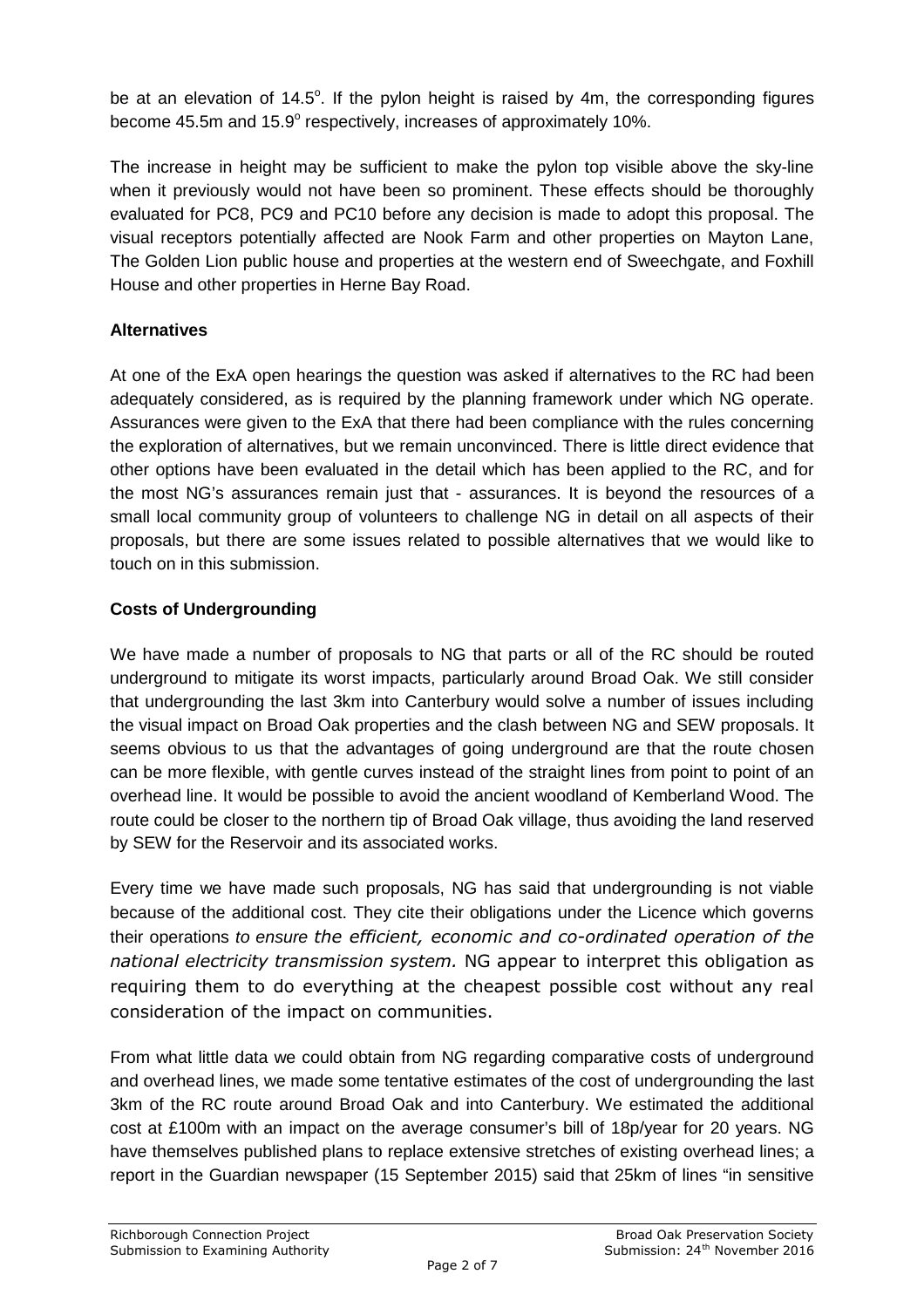be at an elevation of 14.5°. If the pylon height is raised by 4m, the corresponding figures become 45.5m and 15.9° respectively, increases of approximately 10%.

The increase in height may be sufficient to make the pylon top visible above the sky-line when it previously would not have been so prominent. These effects should be thoroughly evaluated for PC8, PC9 and PC10 before any decision is made to adopt this proposal. The visual receptors potentially affected are Nook Farm and other properties on Mayton Lane, The Golden Lion public house and properties at the western end of Sweechgate, and Foxhill House and other properties in Herne Bay Road.

**Alternatives**

At one of the ExA open hearings the question was asked if alternatives to the RC had been adequately considered, as is required by the planning framework under which NG operate. Assurances were given to the ExA that there had been compliance with the rules concerning the exploration of alternatives, but we remain unconvinced. There is little direct evidence that other options have been evaluated in the detail which has been applied to the RC, and for the most NG's assurances remain just that - assurances. It is beyond the resources of a small local community group of volunteers to challenge NG in detail on all aspects of their proposals, but there are some issues related to possible alternatives that we would like to touch on in this submission.

**Costs of Undergrounding**

We have made a number of proposals to NG that parts or all of the RC should be routed underground to mitigate its worst impacts, particularly around Broad Oak. We still consider that undergrounding the last 3km into Canterbury would solve a number of issues including the visual impact on Broad Oak properties and the clash between NG and SEW proposals. It seems obvious to us that the advantages of going underground are that the route chosen can be more flexible, with gentle curves instead of the straight lines from point to point of an overhead line. It would be possible to avoid the ancient woodland of Kemberland Wood. The route could be closer to the northern tip of Broad Oak village, thus avoiding the land reserved by SEW for the Reservoir and its associated works.

Every time we have made such proposals, NG has said that undergrounding is not viable because of the additional cost. They cite their obligations under the Licence which governs their operations *to ensure the efficient, economic and co-ordinated operation of the national electricity transmission system.* NG appear to interpret this obligation as requiring them to do everything at the cheapest possible cost without any real consideration of the impact on communities.

From what little data we could obtain from NG regarding comparative costs of underground and overhead lines, we made some tentative estimates of the cost of undergrounding the last 3km of the RC route around Broad Oak and into Canterbury. We estimated the additional cost at £100m with an impact on the average consumer's bill of 18p/year for 20 years. NG have themselves published plans to replace extensive stretches of existing overhead lines; a report in the Guardian newspaper (15 September 2015) said that 25km of lines "in sensitive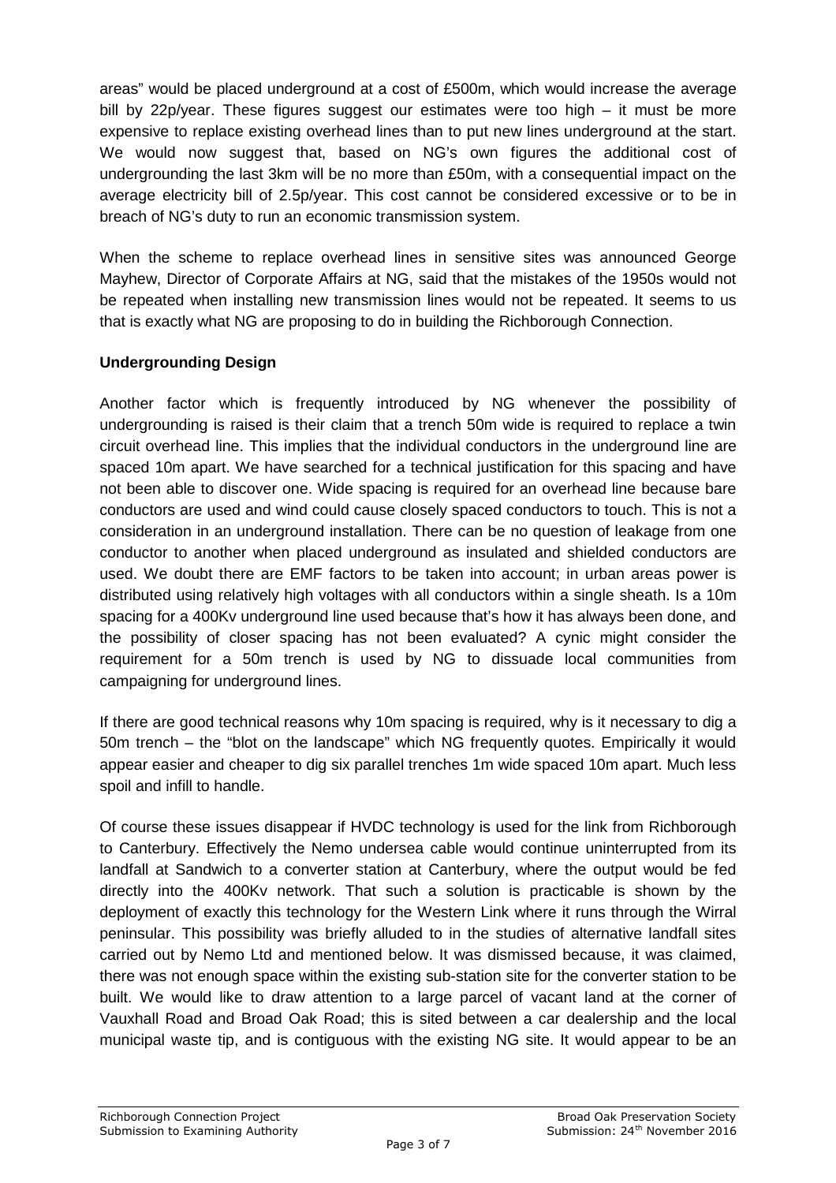areas" would be placed underground at a cost of £500m, which would increase the average bill by 22p/year. These figures suggest our estimates were too high – it must be more expensive to replace existing overhead lines than to put new lines underground at the start. We would now suggest that, based on NG's own figures the additional cost of undergrounding the last 3km will be no more than £50m, with a consequential impact on the average electricity bill of 2.5p/year. This cost cannot be considered excessive or to be in breach of NG's duty to run an economic transmission system.

When the scheme to replace overhead lines in sensitive sites was announced George Mayhew, Director of Corporate Affairs at NG, said that the mistakes of the 1950s would not be repeated when installing new transmission lines would not be repeated. It seems to us that is exactly what NG are proposing to do in building the Richborough Connection.

**Undergrounding Design**

Another factor which is frequently introduced by NG whenever the possibility of undergrounding is raised is their claim that a trench 50m wide is required to replace a twin circuit overhead line. This implies that the individual conductors in the underground line are spaced 10m apart. We have searched for a technical justification for this spacing and have not been able to discover one. Wide spacing is required for an overhead line because bare conductors are used and wind could cause closely spaced conductors to touch. This is not a consideration in an underground installation. There can be no question of leakage from one conductor to another when placed underground as insulated and shielded conductors are used. We doubt there are EMF factors to be taken into account; in urban areas power is distributed using relatively high voltages with all conductors within a single sheath. Is a 10m spacing for a 400Kv underground line used because that's how it has always been done, and the possibility of closer spacing has not been evaluated? A cynic might consider the requirement for a 50m trench is used by NG to dissuade local communities from campaigning for underground lines.

If there are good technical reasons why 10m spacing is required, why is it necessary to dig a 50m trench – the "blot on the landscape" which NG frequently quotes. Empirically it would appear easier and cheaper to dig six parallel trenches 1m wide spaced 10m apart. Much less spoil and infill to handle.

Of course these issues disappear if HVDC technology is used for the link from Richborough to Canterbury. Effectively the Nemo undersea cable would continue uninterrupted from its landfall at Sandwich to a converter station at Canterbury, where the output would be fed directly into the 400Kv network. That such a solution is practicable is shown by the deployment of exactly this technology for the Western Link where it runs through the Wirral peninsular. This possibility was briefly alluded to in the studies of alternative landfall sites carried out by Nemo Ltd and mentioned below. It was dismissed because, it was claimed, there was not enough space within the existing sub-station site for the converter station to be built. We would like to draw attention to a large parcel of vacant land at the corner of Vauxhall Road and Broad Oak Road; this is sited between a car dealership and the local municipal waste tip, and is contiguous with the existing NG site. It would appear to be an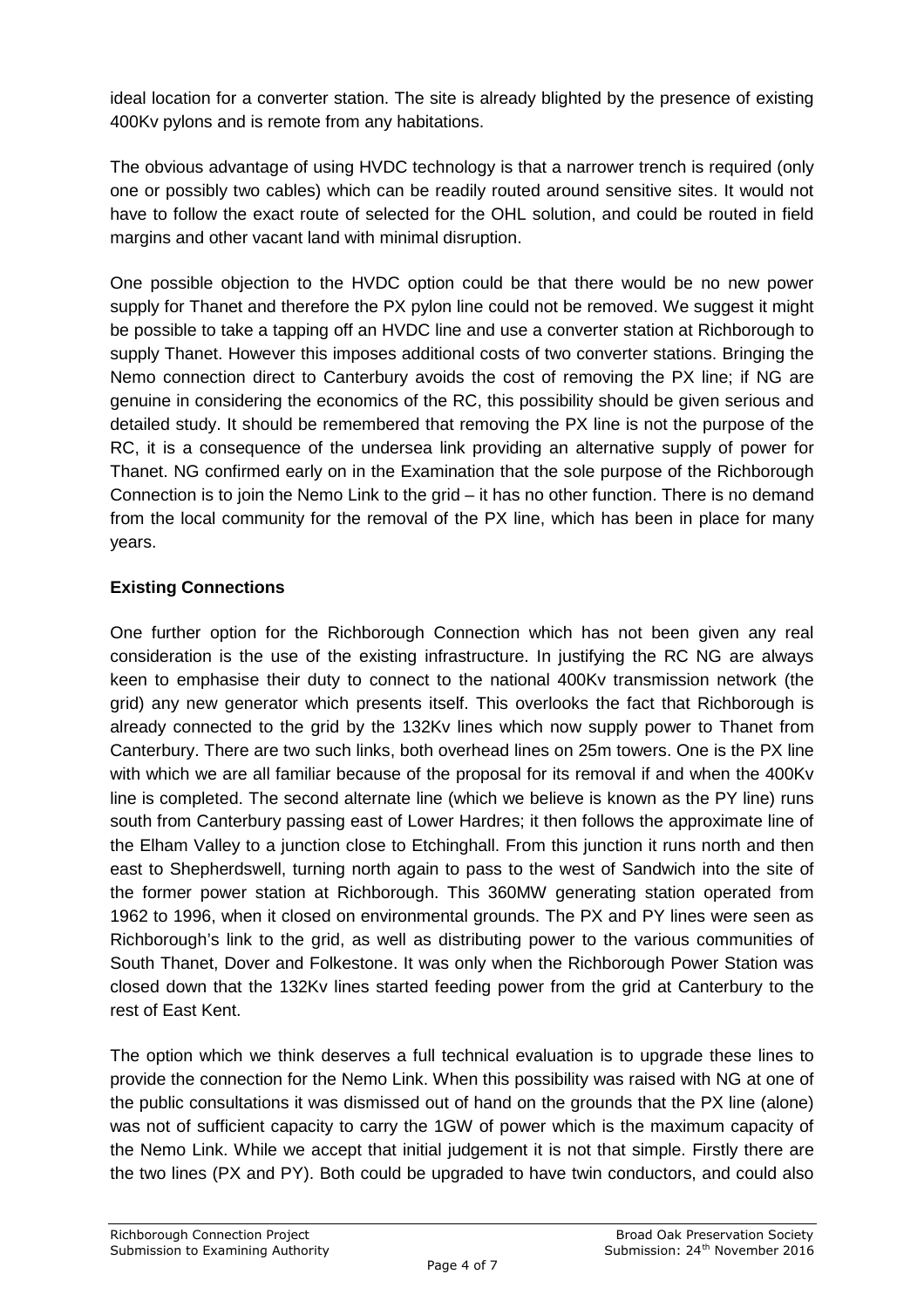ideal location for a converter station. The site is already blighted by the presence of existing 400Kv pylons and is remote from any habitations.

The obvious advantage of using HVDC technology is that a narrower trench is required (only one or possibly two cables) which can be readily routed around sensitive sites. It would not have to follow the exact route of selected for the OHL solution, and could be routed in field margins and other vacant land with minimal disruption.

One possible objection to the HVDC option could be that there would be no new power supply for Thanet and therefore the PX pylon line could not be removed. We suggest it might be possible to take a tapping off an HVDC line and use a converter station at Richborough to supply Thanet. However this imposes additional costs of two converter stations. Bringing the Nemo connection direct to Canterbury avoids the cost of removing the PX line; if NG are genuine in considering the economics of the RC, this possibility should be given serious and detailed study. It should be remembered that removing the PX line is not the purpose of the RC, it is a consequence of the undersea link providing an alternative supply of power for Thanet. NG confirmed early on in the Examination that the sole purpose of the Richborough Connection is to join the Nemo Link to the grid – it has no other function. There is no demand from the local community for the removal of the PX line, which has been in place for many years.

**Existing Connections**

One further option for the Richborough Connection which has not been given any real consideration is the use of the existing infrastructure. In justifying the RC NG are always keen to emphasise their duty to connect to the national 400Kv transmission network (the grid) any new generator which presents itself. This overlooks the fact that Richborough is already connected to the grid by the 132Kv lines which now supply power to Thanet from Canterbury. There are two such links, both overhead lines on 25m towers. One is the PX line with which we are all familiar because of the proposal for its removal if and when the 400Kv line is completed. The second alternate line (which we believe is known as the PY line) runs south from Canterbury passing east of Lower Hardres; it then follows the approximate line of the Elham Valley to a junction close to Etchinghall. From this junction it runs north and then east to Shepherdswell, turning north again to pass to the west of Sandwich into the site of the former power station at Richborough. This 360MW generating station operated from 1962 to 1996, when it closed on environmental grounds. The PX and PY lines were seen as Richborough's link to the grid, as well as distributing power to the various communities of South Thanet, Dover and Folkestone. It was only when the Richborough Power Station was closed down that the 132Kv lines started feeding power from the grid at Canterbury to the rest of East Kent.

The option which we think deserves a full technical evaluation is to upgrade these lines to provide the connection for the Nemo Link. When this possibility was raised with NG at one of the public consultations it was dismissed out of hand on the grounds that the PX line (alone) was not of sufficient capacity to carry the 1GW of power which is the maximum capacity of the Nemo Link. While we accept that initial judgement it is not that simple. Firstly there are the two lines (PX and PY). Both could be upgraded to have twin conductors, and could also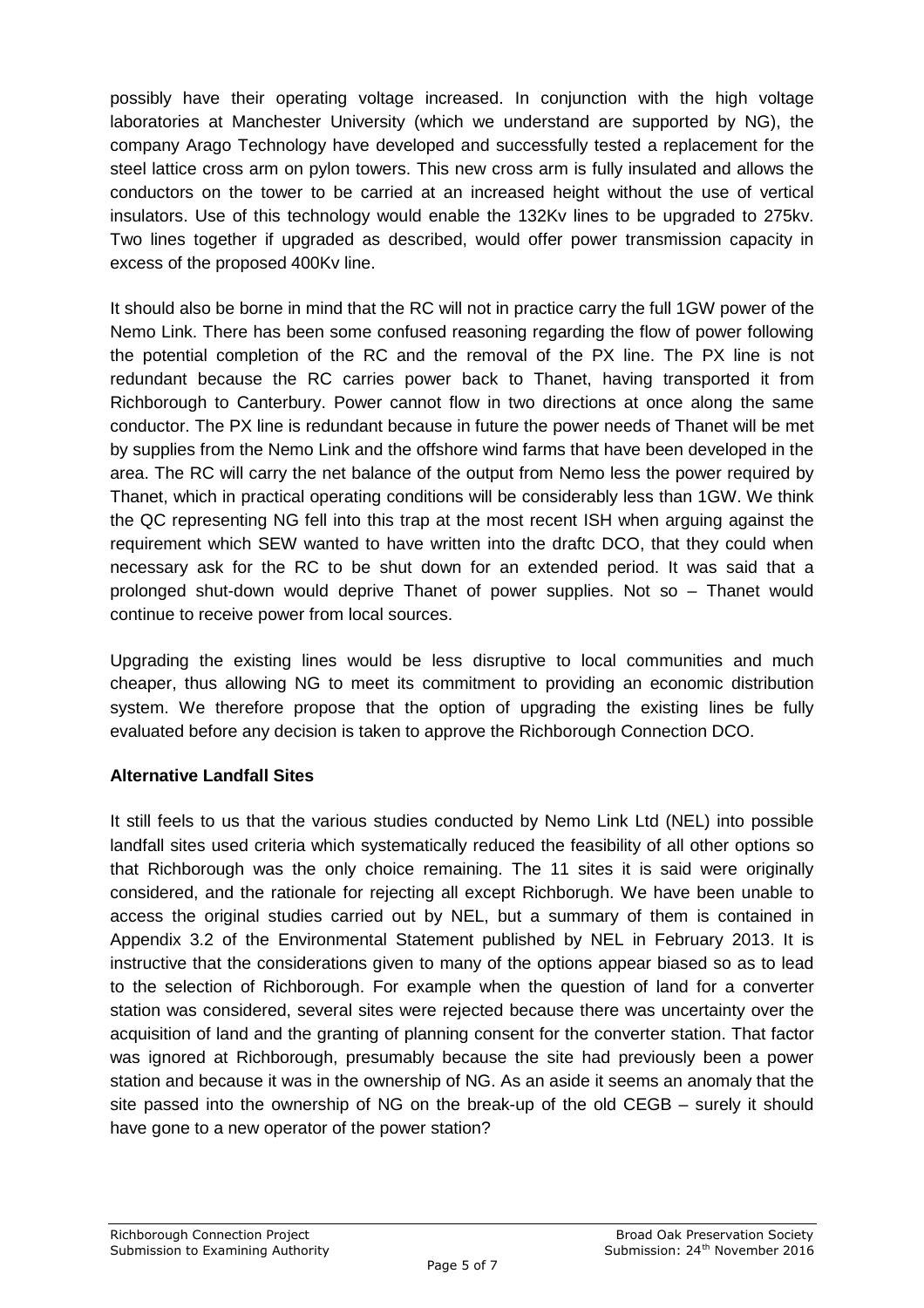possibly have their operating voltage increased. In conjunction with the high voltage laboratories at Manchester University (which we understand are supported by NG), the company Arago Technology have developed and successfully tested a replacement for the steel lattice cross arm on pylon towers. This new cross arm is fully insulated and allows the conductors on the tower to be carried at an increased height without the use of vertical insulators. Use of this technology would enable the 132Kv lines to be upgraded to 275kv. Two lines together if upgraded as described, would offer power transmission capacity in excess of the proposed 400Kv line.

It should also be borne in mind that the RC will not in practice carry the full 1GW power of the Nemo Link. There has been some confused reasoning regarding the flow of power following the potential completion of the RC and the removal of the PX line. The PX line is not redundant because the RC carries power back to Thanet, having transported it from Richborough to Canterbury. Power cannot flow in two directions at once along the same conductor. The PX line is redundant because in future the power needs of Thanet will be met by supplies from the Nemo Link and the offshore wind farms that have been developed in the area. The RC will carry the net balance of the output from Nemo less the power required by Thanet, which in practical operating conditions will be considerably less than 1GW. We think the QC representing NG fell into this trap at the most recent ISH when arguing against the requirement which SEW wanted to have written into the draftc DCO, that they could when necessary ask for the RC to be shut down for an extended period. It was said that a prolonged shut-down would deprive Thanet of power supplies. Not so – Thanet would continue to receive power from local sources.

Upgrading the existing lines would be less disruptive to local communities and much cheaper, thus allowing NG to meet its commitment to providing an economic distribution system. We therefore propose that the option of upgrading the existing lines be fully evaluated before any decision is taken to approve the Richborough Connection DCO.

**Alternative Landfall Sites**

It still feels to us that the various studies conducted by Nemo Link Ltd (NEL) into possible landfall sites used criteria which systematically reduced the feasibility of all other options so that Richborough was the only choice remaining. The 11 sites it is said were originally considered, and the rationale for rejecting all except Richborugh. We have been unable to access the original studies carried out by NEL, but a summary of them is contained in Appendix 3.2 of the Environmental Statement published by NEL in February 2013. It is instructive that the considerations given to many of the options appear biased so as to lead to the selection of Richborough. For example when the question of land for a converter station was considered, several sites were rejected because there was uncertainty over the acquisition of land and the granting of planning consent for the converter station. That factor was ignored at Richborough, presumably because the site had previously been a power station and because it was in the ownership of NG. As an aside it seems an anomaly that the site passed into the ownership of NG on the break-up of the old CEGB – surely it should have gone to a new operator of the power station?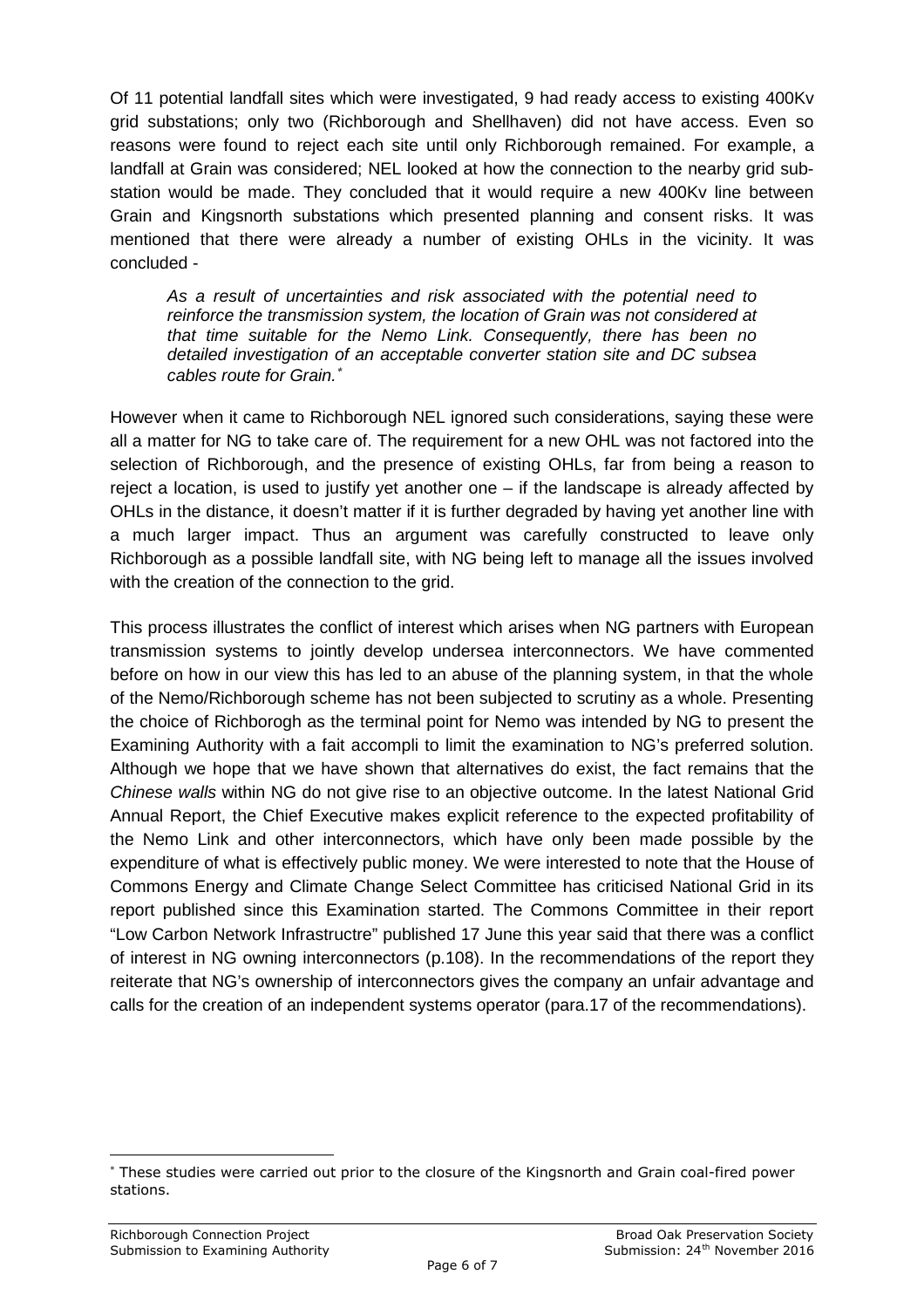Of 11 potential landfall sites which were investigated, 9 had ready access to existing 400Kv grid substations; only two (Richborough and Shellhaven) did not have access. Even so reasons were found to reject each site until only Richborough remained. For example, a landfall at Grain was considered; NEL looked at how the connection to the nearby grid sub-station would be made. They concluded that it would require a new 400Kv line between Grain and Kingsnorth substations which presented planning and consent risks. It was mentioned that there were already a number of existing OHLs in the vicinity. It was concluded -

> *As a result of uncertainties and risk associated with the potential need to reinforce the transmission system, the location of Grain was not considered at that time suitable for the Nemo Link. Consequently, there has been no detailed investigation of an acceptable converter station site and DC subsea cables route for Grain.*[*]

However when it came to Richborough NEL ignored such considerations, saying these were all a matter for NG to take care of. The requirement for a new OHL was not factored into the selection of Richborough, and the presence of existing OHLs, far from being a reason to reject a location, is used to justify yet another one – if the landscape is already affected by OHLs in the distance, it doesn't matter if it is further degraded by having yet another line with a much larger impact. Thus an argument was carefully constructed to leave only Richborough as a possible landfall site, with NG being left to manage all the issues involved with the creation of the connection to the grid.

This process illustrates the conflict of interest which arises when NG partners with European transmission systems to jointly develop undersea interconnectors. We have commented before on how in our view this has led to an abuse of the planning system, in that the whole of the Nemo/Richborough scheme has not been subjected to scrutiny as a whole. Presenting the choice of Richborogh as the terminal point for Nemo was intended by NG to present the Examining Authority with a fait accompli to limit the examination to NG's preferred solution. Although we hope that we have shown that alternatives do exist, the fact remains that the *Chinese walls* within NG do not give rise to an objective outcome. In the latest National Grid Annual Report, the Chief Executive makes explicit reference to the expected profitability of the Nemo Link and other interconnectors, which have only been made possible by the expenditure of what is effectively public money. We were interested to note that the House of Commons Energy and Climate Change Select Committee has criticised National Grid in its report published since this Examination started. The Commons Committee in their report "Low Carbon Network Infrastructre" published 17 June this year said that there was a conflict of interest in NG owning interconnectors (p.108). In the recommendations of the report they reiterate that NG's ownership of interconnectors gives the company an unfair advantage and calls for the creation of an independent systems operator (para.17 of the recommendations).

---

[*] These studies were carried out prior to the closure of the Kingsnorth and Grain coal-fired power stations.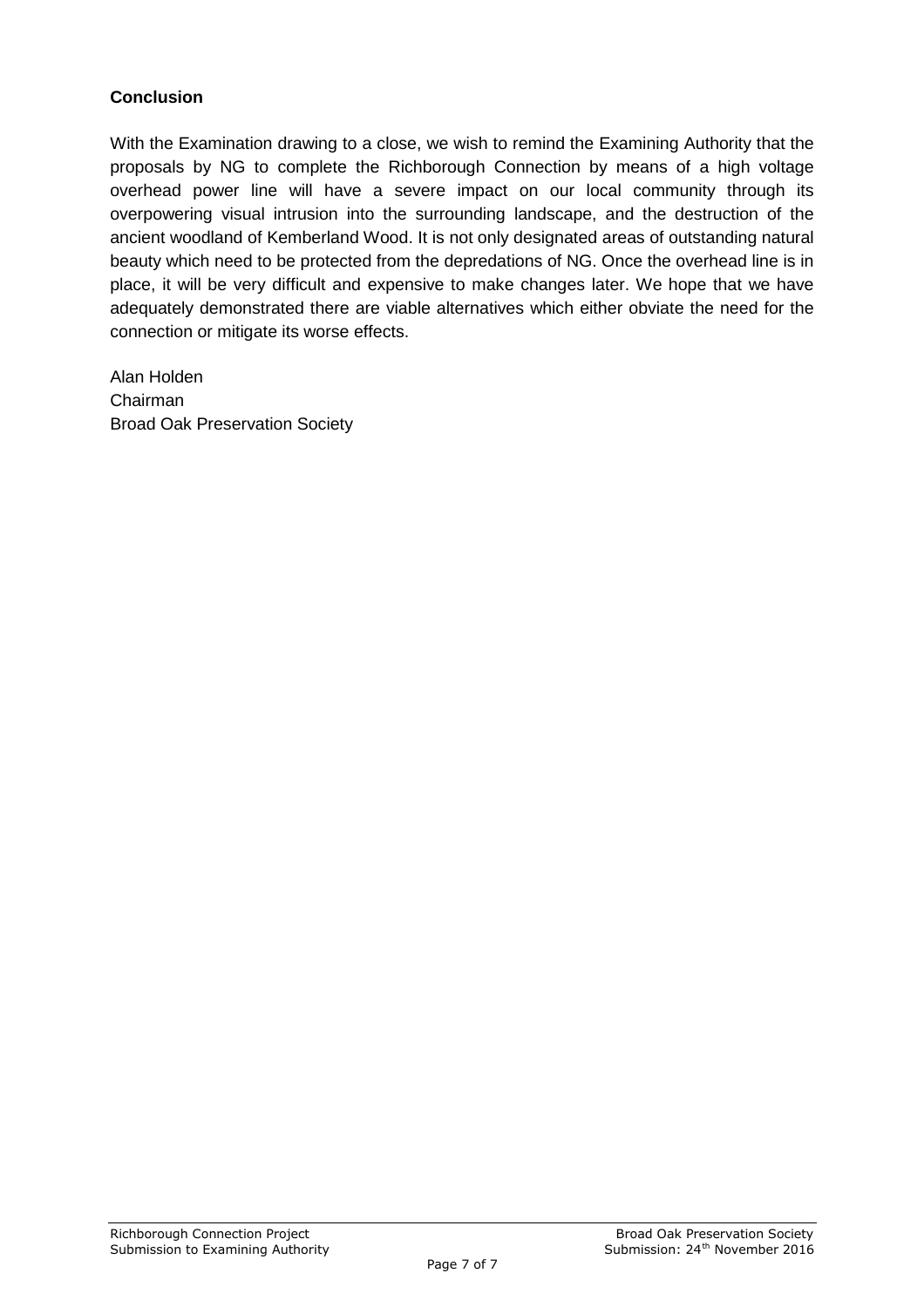## Conclusion

With the Examination drawing to a close, we wish to remind the Examining Authority that the proposals by NG to complete the Richborough Connection by means of a high voltage overhead power line will have a severe impact on our local community through its overpowering visual intrusion into the surrounding landscape, and the destruction of the ancient woodland of Kemberland Wood. It is not only designated areas of outstanding natural beauty which need to be protected from the depredations of NG. Once the overhead line is in place, it will be very difficult and expensive to make changes later. We hope that we have adequately demonstrated there are viable alternatives which either obviate the need for the connection or mitigate its worse effects.

Alan Holden
Chairman
Broad Oak Preservation Society